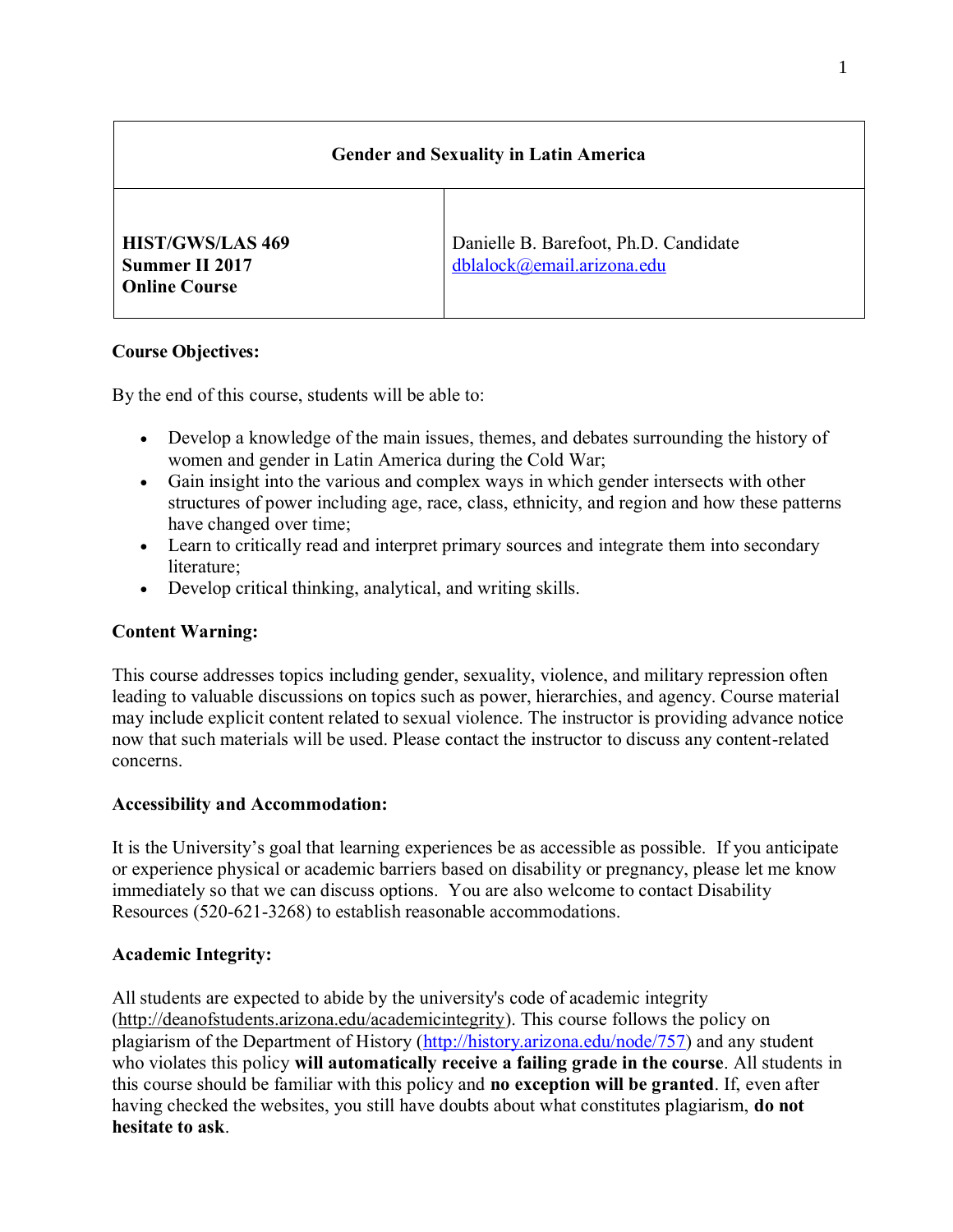| Gender and Sexuality in Latin America | |
| --- | --- |
| **HIST/GWS/LAS 469**<br>**Summer II 2017**<br>**Online Course** | Danielle B. Barefoot, Ph.D. Candidate<br>dblalock@email.arizona.edu |

**Course Objectives:**

By the end of this course, students will be able to:

- Develop a knowledge of the main issues, themes, and debates surrounding the history of women and gender in Latin America during the Cold War;
- Gain insight into the various and complex ways in which gender intersects with other structures of power including age, race, class, ethnicity, and region and how these patterns have changed over time;
- Learn to critically read and interpret primary sources and integrate them into secondary literature;
- Develop critical thinking, analytical, and writing skills.

**Content Warning:**

This course addresses topics including gender, sexuality, violence, and military repression often leading to valuable discussions on topics such as power, hierarchies, and agency. Course material may include explicit content related to sexual violence. The instructor is providing advance notice now that such materials will be used. Please contact the instructor to discuss any content-related concerns.

**Accessibility and Accommodation:**

It is the University's goal that learning experiences be as accessible as possible. If you anticipate or experience physical or academic barriers based on disability or pregnancy, please let me know immediately so that we can discuss options. You are also welcome to contact Disability Resources (520-621-3268) to establish reasonable accommodations.

**Academic Integrity:**

All students are expected to abide by the university's code of academic integrity (http://deanofstudents.arizona.edu/academicintegrity). This course follows the policy on plagiarism of the Department of History (http://history.arizona.edu/node/757) and any student who violates this policy **will automatically receive a failing grade in the course**. All students in this course should be familiar with this policy and **no exception will be granted**. If, even after having checked the websites, you still have doubts about what constitutes plagiarism, **do not hesitate to ask**.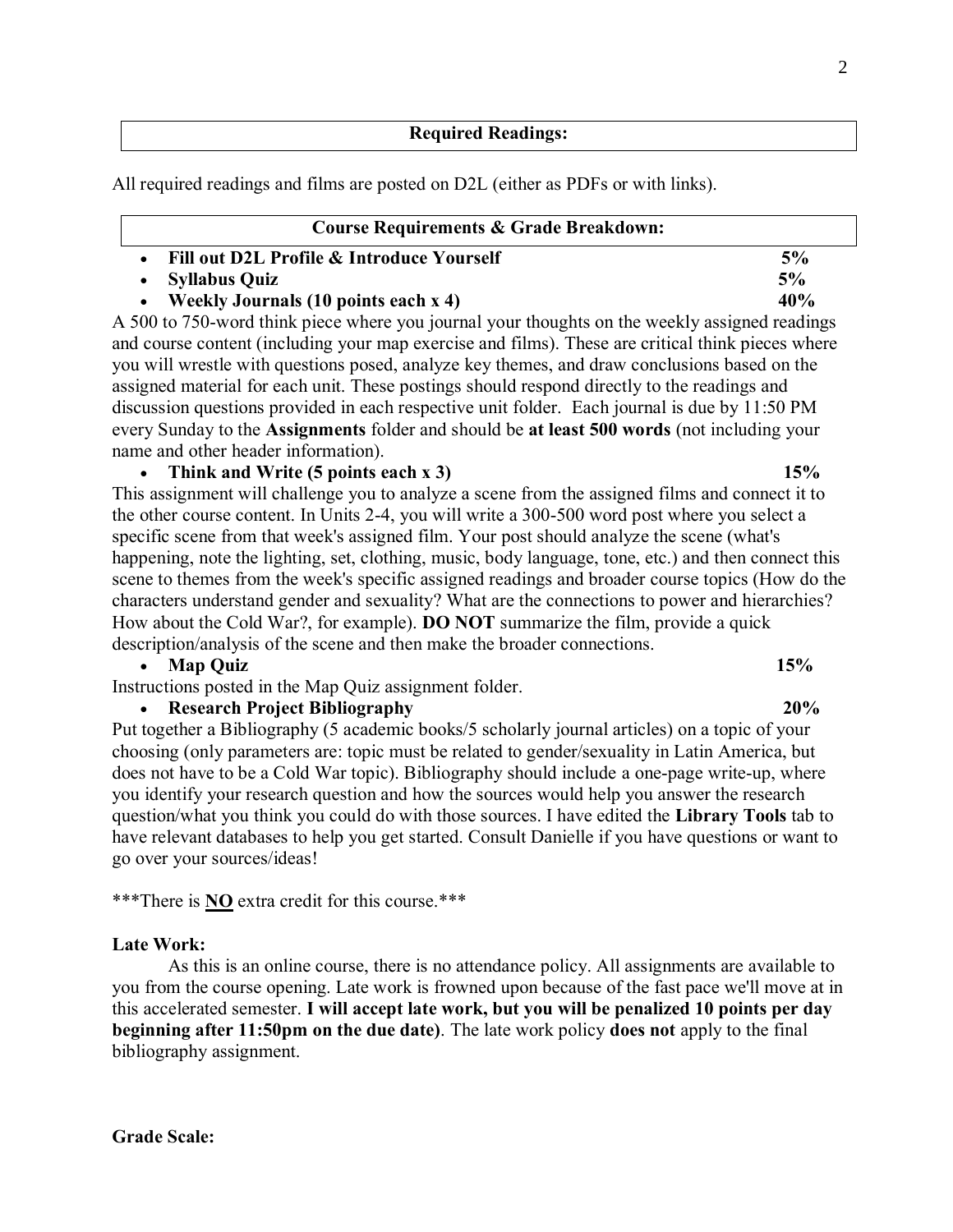## Required Readings:

All required readings and films are posted on D2L (either as PDFs or with links).

## Course Requirements & Grade Breakdown:

- **Fill out D2L Profile & Introduce Yourself** **5%**
- **Syllabus Quiz** **5%**
- **Weekly Journals (10 points each x 4)** **40%**

A 500 to 750-word think piece where you journal your thoughts on the weekly assigned readings and course content (including your map exercise and films). These are critical think pieces where you will wrestle with questions posed, analyze key themes, and draw conclusions based on the assigned material for each unit. These postings should respond directly to the readings and discussion questions provided in each respective unit folder. Each journal is due by 11:50 PM every Sunday to the **Assignments** folder and should be **at least 500 words** (not including your name and other header information).

- **Think and Write (5 points each x 3)** **15%**

This assignment will challenge you to analyze a scene from the assigned films and connect it to the other course content. In Units 2-4, you will write a 300-500 word post where you select a specific scene from that week's assigned film. Your post should analyze the scene (what's happening, note the lighting, set, clothing, music, body language, tone, etc.) and then connect this scene to themes from the week's specific assigned readings and broader course topics (How do the characters understand gender and sexuality? What are the connections to power and hierarchies? How about the Cold War?, for example). **DO NOT** summarize the film, provide a quick description/analysis of the scene and then make the broader connections.

- **Map Quiz** **15%**

Instructions posted in the Map Quiz assignment folder.

- **Research Project Bibliography** **20%**

Put together a Bibliography (5 academic books/5 scholarly journal articles) on a topic of your choosing (only parameters are: topic must be related to gender/sexuality in Latin America, but does not have to be a Cold War topic). Bibliography should include a one-page write-up, where you identify your research question and how the sources would help you answer the research question/what you think you could do with those sources. I have edited the **Library Tools** tab to have relevant databases to help you get started. Consult Danielle if you have questions or want to go over your sources/ideas!

***There is **NO** extra credit for this course.***

**Late Work:**

As this is an online course, there is no attendance policy. All assignments are available to you from the course opening. Late work is frowned upon because of the fast pace we'll move at in this accelerated semester. **I will accept late work, but you will be penalized 10 points per day beginning after 11:50pm on the due date)**. The late work policy **does not** apply to the final bibliography assignment.

**Grade Scale:**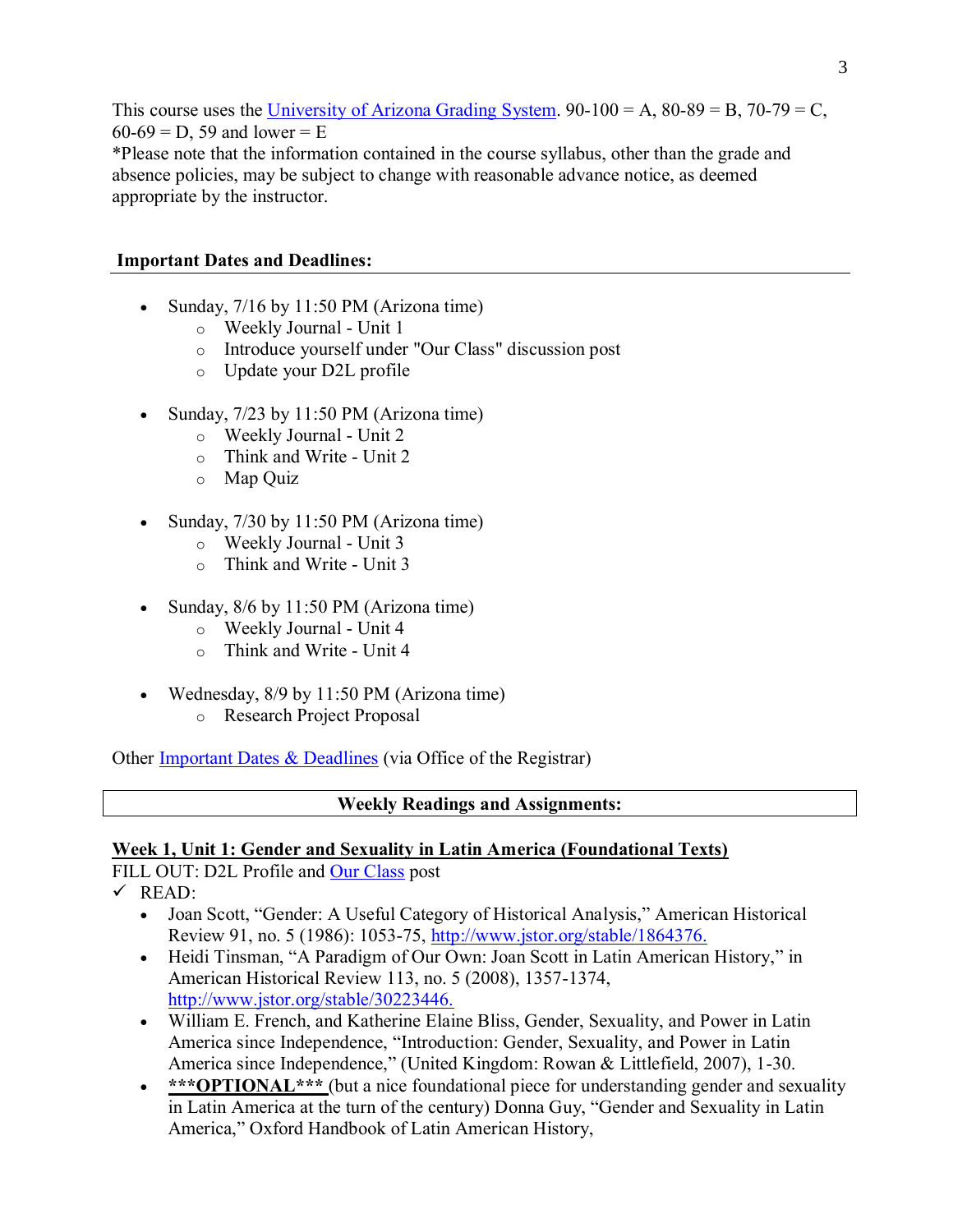This course uses the [University of Arizona Grading System](). 90-100 = A, 80-89 = B, 70-79 = C, 60-69 = D, 59 and lower = E

*Please note that the information contained in the course syllabus, other than the grade and absence policies, may be subject to change with reasonable advance notice, as deemed appropriate by the instructor.

## Important Dates and Deadlines:

- Sunday, 7/16 by 11:50 PM (Arizona time)
  - Weekly Journal - Unit 1
  - Introduce yourself under "Our Class" discussion post
  - Update your D2L profile
- Sunday, 7/23 by 11:50 PM (Arizona time)
  - Weekly Journal - Unit 2
  - Think and Write - Unit 2
  - Map Quiz
- Sunday, 7/30 by 11:50 PM (Arizona time)
  - Weekly Journal - Unit 3
  - Think and Write - Unit 3
- Sunday, 8/6 by 11:50 PM (Arizona time)
  - Weekly Journal - Unit 4
  - Think and Write - Unit 4
- Wednesday, 8/9 by 11:50 PM (Arizona time)
  - Research Project Proposal

Other [Important Dates & Deadlines]() (via Office of the Registrar)

## Weekly Readings and Assignments:

**Week 1, Unit 1: Gender and Sexuality in Latin America (Foundational Texts)**

FILL OUT: D2L Profile and [Our Class]() post

✓ READ:

- Joan Scott, "Gender: A Useful Category of Historical Analysis," American Historical Review 91, no. 5 (1986): 1053-75, http://www.jstor.org/stable/1864376.
- Heidi Tinsman, "A Paradigm of Our Own: Joan Scott in Latin American History," in American Historical Review 113, no. 5 (2008), 1357-1374, http://www.jstor.org/stable/30223446.
- William E. French, and Katherine Elaine Bliss, Gender, Sexuality, and Power in Latin America since Independence, "Introduction: Gender, Sexuality, and Power in Latin America since Independence," (United Kingdom: Rowan & Littlefield, 2007), 1-30.
- **\*\*\*OPTIONAL\*\*\*** (but a nice foundational piece for understanding gender and sexuality in Latin America at the turn of the century) Donna Guy, "Gender and Sexuality in Latin America," Oxford Handbook of Latin American History,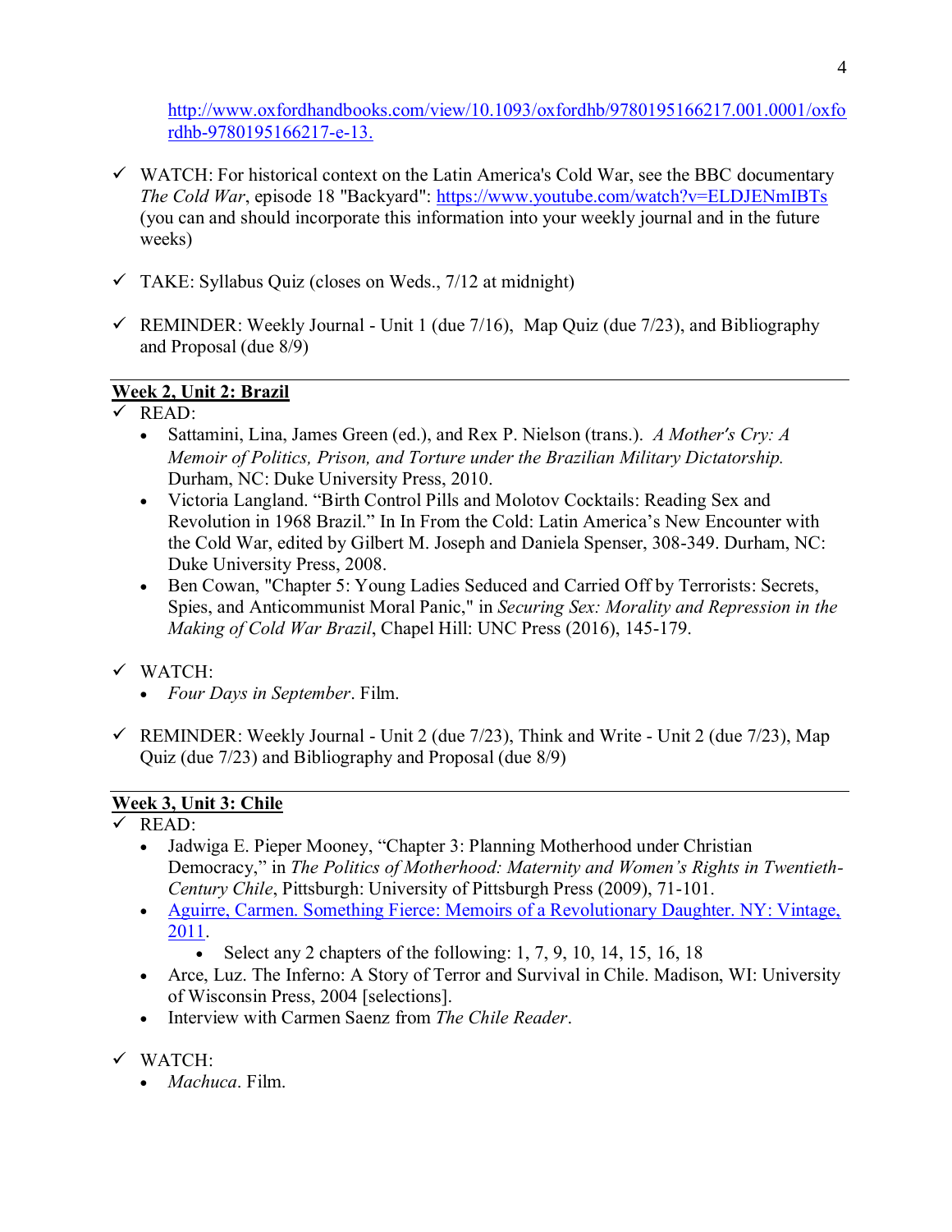[http://www.oxfordhandbooks.com/view/10.1093/oxfordhb/9780195166217.001.0001/oxfordhb-9780195166217-e-13.](http://www.oxfordhandbooks.com/view/10.1093/oxfordhb/9780195166217.001.0001/oxfordhb-9780195166217-e-13)

- ✓ WATCH: For historical context on the Latin America's Cold War, see the BBC documentary *The Cold War*, episode 18 "Backyard": https://www.youtube.com/watch?v=ELDJENmIBTs (you can and should incorporate this information into your weekly journal and in the future weeks)

- ✓ TAKE: Syllabus Quiz (closes on Weds., 7/12 at midnight)

- ✓ REMINDER: Weekly Journal - Unit 1 (due 7/16), Map Quiz (due 7/23), and Bibliography and Proposal (due 8/9)

## Week 2, Unit 2: Brazil

- ✓ READ:
  - Sattamini, Lina, James Green (ed.), and Rex P. Nielson (trans.). *A Mother's Cry: A Memoir of Politics, Prison, and Torture under the Brazilian Military Dictatorship.* Durham, NC: Duke University Press, 2010.
  - Victoria Langland. "Birth Control Pills and Molotov Cocktails: Reading Sex and Revolution in 1968 Brazil." In In From the Cold: Latin America's New Encounter with the Cold War, edited by Gilbert M. Joseph and Daniela Spenser, 308-349. Durham, NC: Duke University Press, 2008.
  - Ben Cowan, "Chapter 5: Young Ladies Seduced and Carried Off by Terrorists: Secrets, Spies, and Anticommunist Moral Panic," in *Securing Sex: Morality and Repression in the Making of Cold War Brazil*, Chapel Hill: UNC Press (2016), 145-179.

- ✓ WATCH:
  - *Four Days in September*. Film.

- ✓ REMINDER: Weekly Journal - Unit 2 (due 7/23), Think and Write - Unit 2 (due 7/23), Map Quiz (due 7/23) and Bibliography and Proposal (due 8/9)

## Week 3, Unit 3: Chile

- ✓ READ:
  - Jadwiga E. Pieper Mooney, "Chapter 3: Planning Motherhood under Christian Democracy," in *The Politics of Motherhood: Maternity and Women's Rights in Twentieth-Century Chile*, Pittsburgh: University of Pittsburgh Press (2009), 71-101.
  - Aguirre, Carmen. Something Fierce: Memoirs of a Revolutionary Daughter. NY: Vintage, 2011.
    - Select any 2 chapters of the following: 1, 7, 9, 10, 14, 15, 16, 18
  - Arce, Luz. The Inferno: A Story of Terror and Survival in Chile. Madison, WI: University of Wisconsin Press, 2004 [selections].
  - Interview with Carmen Saenz from *The Chile Reader*.

- ✓ WATCH:
  - *Machuca*. Film.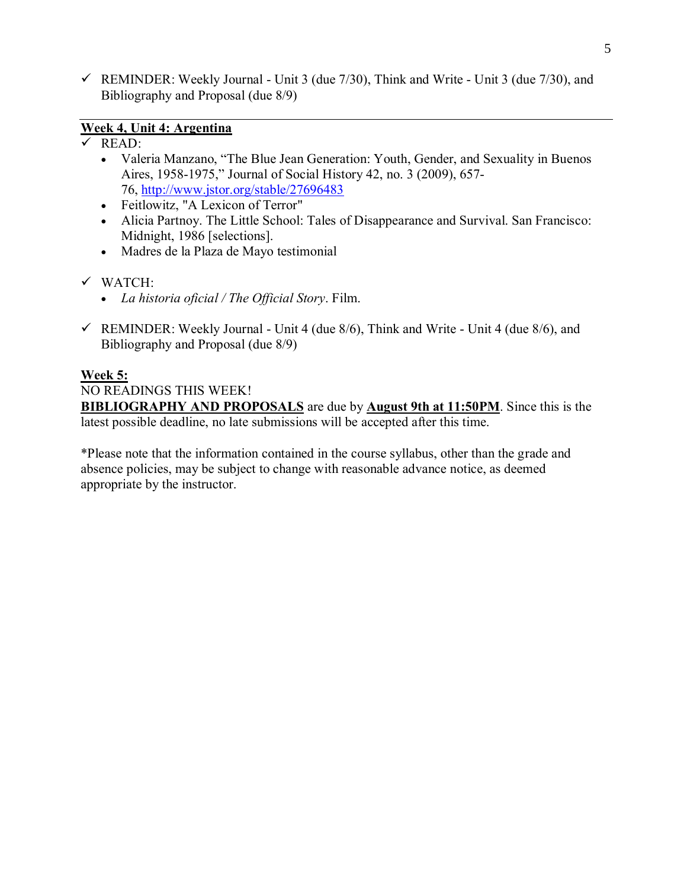- ✓ REMINDER: Weekly Journal - Unit 3 (due 7/30), Think and Write - Unit 3 (due 7/30), and Bibliography and Proposal (due 8/9)

---

**<u>Week 4, Unit 4: Argentina</u>**

- ✓ READ:
  - Valeria Manzano, "The Blue Jean Generation: Youth, Gender, and Sexuality in Buenos Aires, 1958-1975," Journal of Social History 42, no. 3 (2009), 657-76, http://www.jstor.org/stable/27696483
  - Feitlowitz, "A Lexicon of Terror"
  - Alicia Partnoy. The Little School: Tales of Disappearance and Survival. San Francisco: Midnight, 1986 [selections].
  - Madres de la Plaza de Mayo testimonial

- ✓ WATCH:
  - *La historia oficial / The Official Story*. Film.

- ✓ REMINDER: Weekly Journal - Unit 4 (due 8/6), Think and Write - Unit 4 (due 8/6), and Bibliography and Proposal (due 8/9)

**<u>Week 5:</u>**

NO READINGS THIS WEEK!

**<u>BIBLIOGRAPHY AND PROPOSALS</u>** are due by **<u>August 9th at 11:50PM</u>**. Since this is the latest possible deadline, no late submissions will be accepted after this time.

*Please note that the information contained in the course syllabus, other than the grade and absence policies, may be subject to change with reasonable advance notice, as deemed appropriate by the instructor.